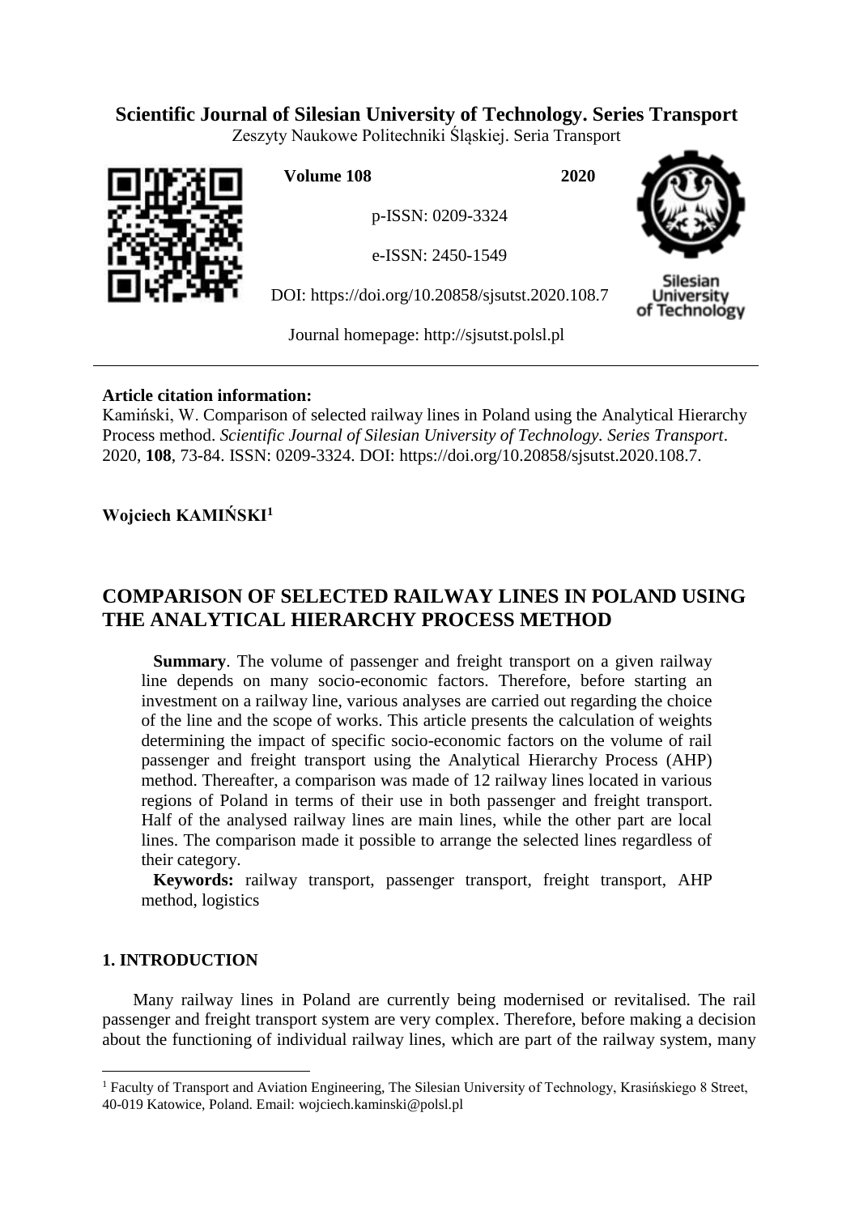**Scientific Journal of Silesian University of Technology. Series Transport**

Zeszyty Naukowe Politechniki Śląskiej. Seria Transport

**Volume 108** **2020**

p-ISSN: 0209-3324

e-ISSN: 2450-1549

DOI: https://doi.org/10.20858/sjsutst.2020.108.7

Journal homepage: http://sjsutst.polsl.pl

**Article citation information:**

Kamiński, W. Comparison of selected railway lines in Poland using the Analytical Hierarchy Process method. *Scientific Journal of Silesian University of Technology. Series Transport*. 2020, **108**, 73-84. ISSN: 0209-3324. DOI: https://doi.org/10.20858/sjsutst.2020.108.7.

**Wojciech KAMIŃSKI**[1]

# COMPARISON OF SELECTED RAILWAY LINES IN POLAND USING THE ANALYTICAL HIERARCHY PROCESS METHOD

**Summary**. The volume of passenger and freight transport on a given railway line depends on many socio-economic factors. Therefore, before starting an investment on a railway line, various analyses are carried out regarding the choice of the line and the scope of works. This article presents the calculation of weights determining the impact of specific socio-economic factors on the volume of rail passenger and freight transport using the Analytical Hierarchy Process (AHP) method. Thereafter, a comparison was made of 12 railway lines located in various regions of Poland in terms of their use in both passenger and freight transport. Half of the analysed railway lines are main lines, while the other part are local lines. The comparison made it possible to arrange the selected lines regardless of their category.

**Keywords:** railway transport, passenger transport, freight transport, AHP method, logistics

## 1. INTRODUCTION

Many railway lines in Poland are currently being modernised or revitalised. The rail passenger and freight transport system are very complex. Therefore, before making a decision about the functioning of individual railway lines, which are part of the railway system, many

[1] Faculty of Transport and Aviation Engineering, The Silesian University of Technology, Krasińskiego 8 Street, 40-019 Katowice, Poland. Email: wojciech.kaminski@polsl.pl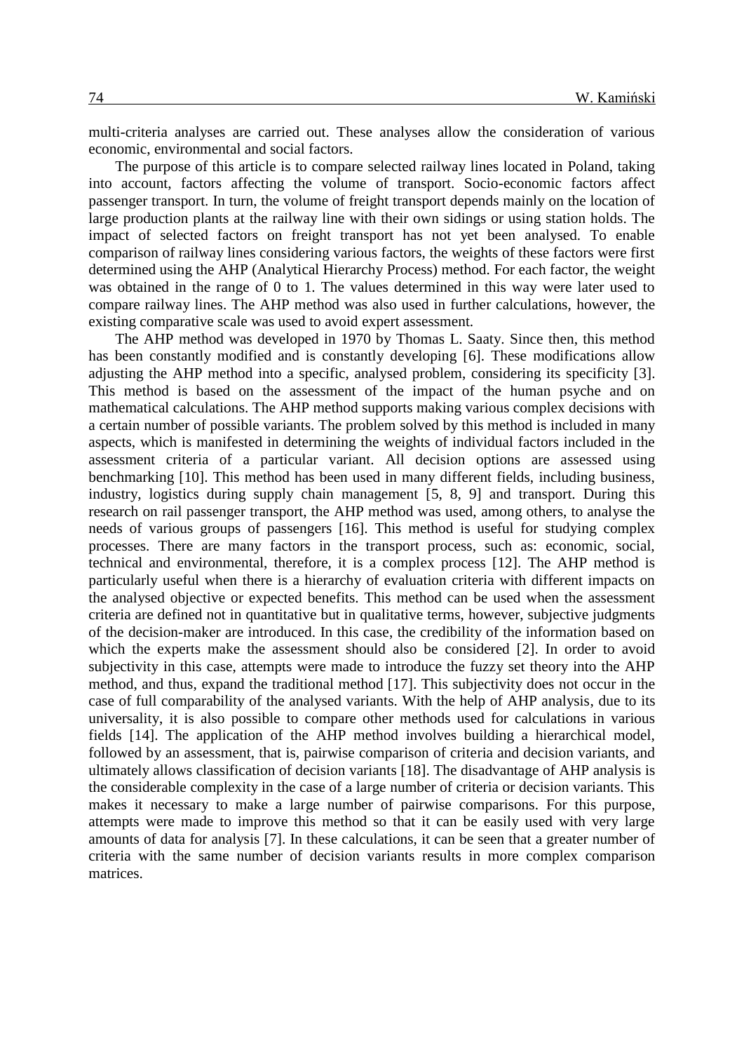multi-criteria analyses are carried out. These analyses allow the consideration of various economic, environmental and social factors.

The purpose of this article is to compare selected railway lines located in Poland, taking into account, factors affecting the volume of transport. Socio-economic factors affect passenger transport. In turn, the volume of freight transport depends mainly on the location of large production plants at the railway line with their own sidings or using station holds. The impact of selected factors on freight transport has not yet been analysed. To enable comparison of railway lines considering various factors, the weights of these factors were first determined using the AHP (Analytical Hierarchy Process) method. For each factor, the weight was obtained in the range of 0 to 1. The values determined in this way were later used to compare railway lines. The AHP method was also used in further calculations, however, the existing comparative scale was used to avoid expert assessment.

The AHP method was developed in 1970 by Thomas L. Saaty. Since then, this method has been constantly modified and is constantly developing [6]. These modifications allow adjusting the AHP method into a specific, analysed problem, considering its specificity [3]. This method is based on the assessment of the impact of the human psyche and on mathematical calculations. The AHP method supports making various complex decisions with a certain number of possible variants. The problem solved by this method is included in many aspects, which is manifested in determining the weights of individual factors included in the assessment criteria of a particular variant. All decision options are assessed using benchmarking [10]. This method has been used in many different fields, including business, industry, logistics during supply chain management [5, 8, 9] and transport. During this research on rail passenger transport, the AHP method was used, among others, to analyse the needs of various groups of passengers [16]. This method is useful for studying complex processes. There are many factors in the transport process, such as: economic, social, technical and environmental, therefore, it is a complex process [12]. The AHP method is particularly useful when there is a hierarchy of evaluation criteria with different impacts on the analysed objective or expected benefits. This method can be used when the assessment criteria are defined not in quantitative but in qualitative terms, however, subjective judgments of the decision-maker are introduced. In this case, the credibility of the information based on which the experts make the assessment should also be considered [2]. In order to avoid subjectivity in this case, attempts were made to introduce the fuzzy set theory into the AHP method, and thus, expand the traditional method [17]. This subjectivity does not occur in the case of full comparability of the analysed variants. With the help of AHP analysis, due to its universality, it is also possible to compare other methods used for calculations in various fields [14]. The application of the AHP method involves building a hierarchical model, followed by an assessment, that is, pairwise comparison of criteria and decision variants, and ultimately allows classification of decision variants [18]. The disadvantage of AHP analysis is the considerable complexity in the case of a large number of criteria or decision variants. This makes it necessary to make a large number of pairwise comparisons. For this purpose, attempts were made to improve this method so that it can be easily used with very large amounts of data for analysis [7]. In these calculations, it can be seen that a greater number of criteria with the same number of decision variants results in more complex comparison matrices.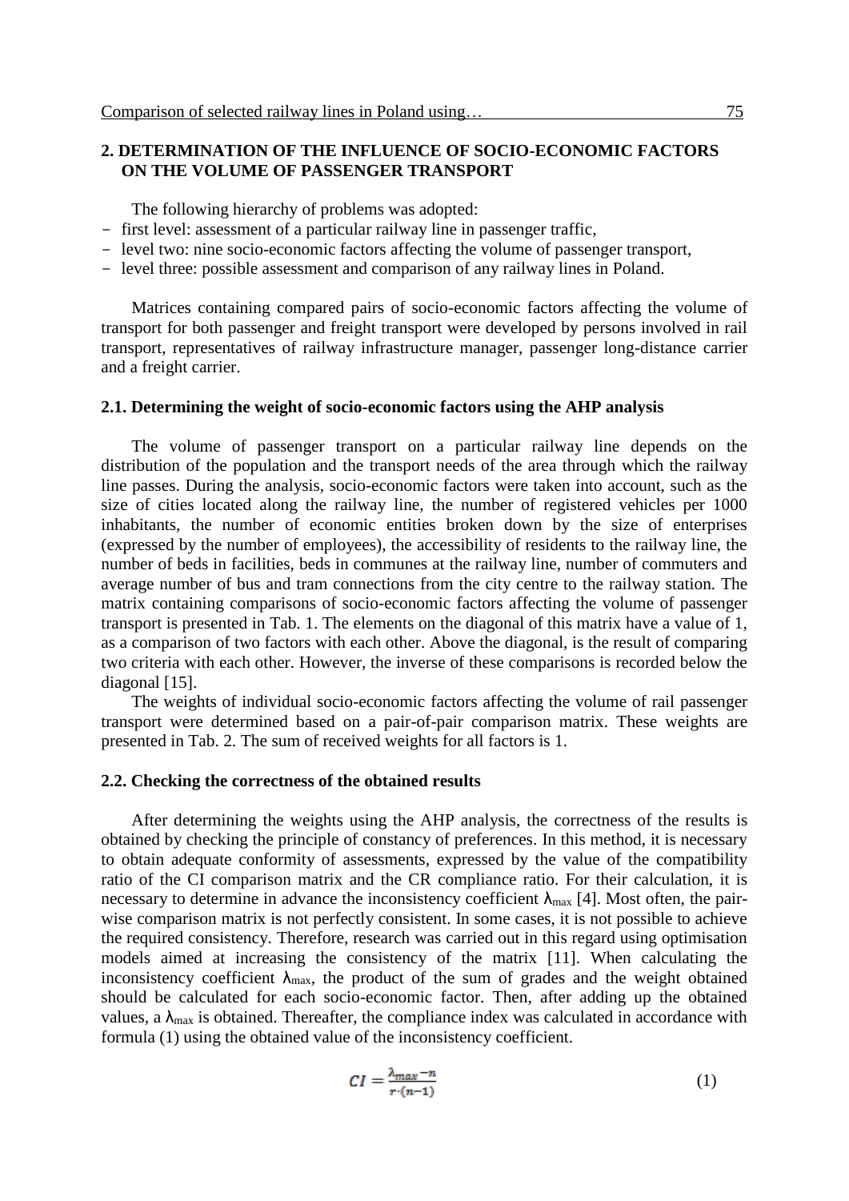## 2. DETERMINATION OF THE INFLUENCE OF SOCIO-ECONOMIC FACTORS ON THE VOLUME OF PASSENGER TRANSPORT

The following hierarchy of problems was adopted:

- first level: assessment of a particular railway line in passenger traffic,
- level two: nine socio-economic factors affecting the volume of passenger transport,
- level three: possible assessment and comparison of any railway lines in Poland.

Matrices containing compared pairs of socio-economic factors affecting the volume of transport for both passenger and freight transport were developed by persons involved in rail transport, representatives of railway infrastructure manager, passenger long-distance carrier and a freight carrier.

### 2.1. Determining the weight of socio-economic factors using the AHP analysis

The volume of passenger transport on a particular railway line depends on the distribution of the population and the transport needs of the area through which the railway line passes. During the analysis, socio-economic factors were taken into account, such as the size of cities located along the railway line, the number of registered vehicles per 1000 inhabitants, the number of economic entities broken down by the size of enterprises (expressed by the number of employees), the accessibility of residents to the railway line, the number of beds in facilities, beds in communes at the railway line, number of commuters and average number of bus and tram connections from the city centre to the railway station. The matrix containing comparisons of socio-economic factors affecting the volume of passenger transport is presented in Tab. 1. The elements on the diagonal of this matrix have a value of 1, as a comparison of two factors with each other. Above the diagonal, is the result of comparing two criteria with each other. However, the inverse of these comparisons is recorded below the diagonal [15].

The weights of individual socio-economic factors affecting the volume of rail passenger transport were determined based on a pair-of-pair comparison matrix. These weights are presented in Tab. 2. The sum of received weights for all factors is 1.

### 2.2. Checking the correctness of the obtained results

After determining the weights using the AHP analysis, the correctness of the results is obtained by checking the principle of constancy of preferences. In this method, it is necessary to obtain adequate conformity of assessments, expressed by the value of the compatibility ratio of the CI comparison matrix and the CR compliance ratio. For their calculation, it is necessary to determine in advance the inconsistency coefficient $\lambda_{max}$ [4]. Most often, the pair-wise comparison matrix is not perfectly consistent. In some cases, it is not possible to achieve the required consistency. Therefore, research was carried out in this regard using optimisation models aimed at increasing the consistency of the matrix [11]. When calculating the inconsistency coefficient $\lambda_{max}$, the product of the sum of grades and the weight obtained should be calculated for each socio-economic factor. Then, after adding up the obtained values, a $\lambda_{max}$ is obtained. Thereafter, the compliance index was calculated in accordance with formula (1) using the obtained value of the inconsistency coefficient.

$$CI = \frac{\lambda_{max} - n}{r \cdot (n-1)} \tag{1}$$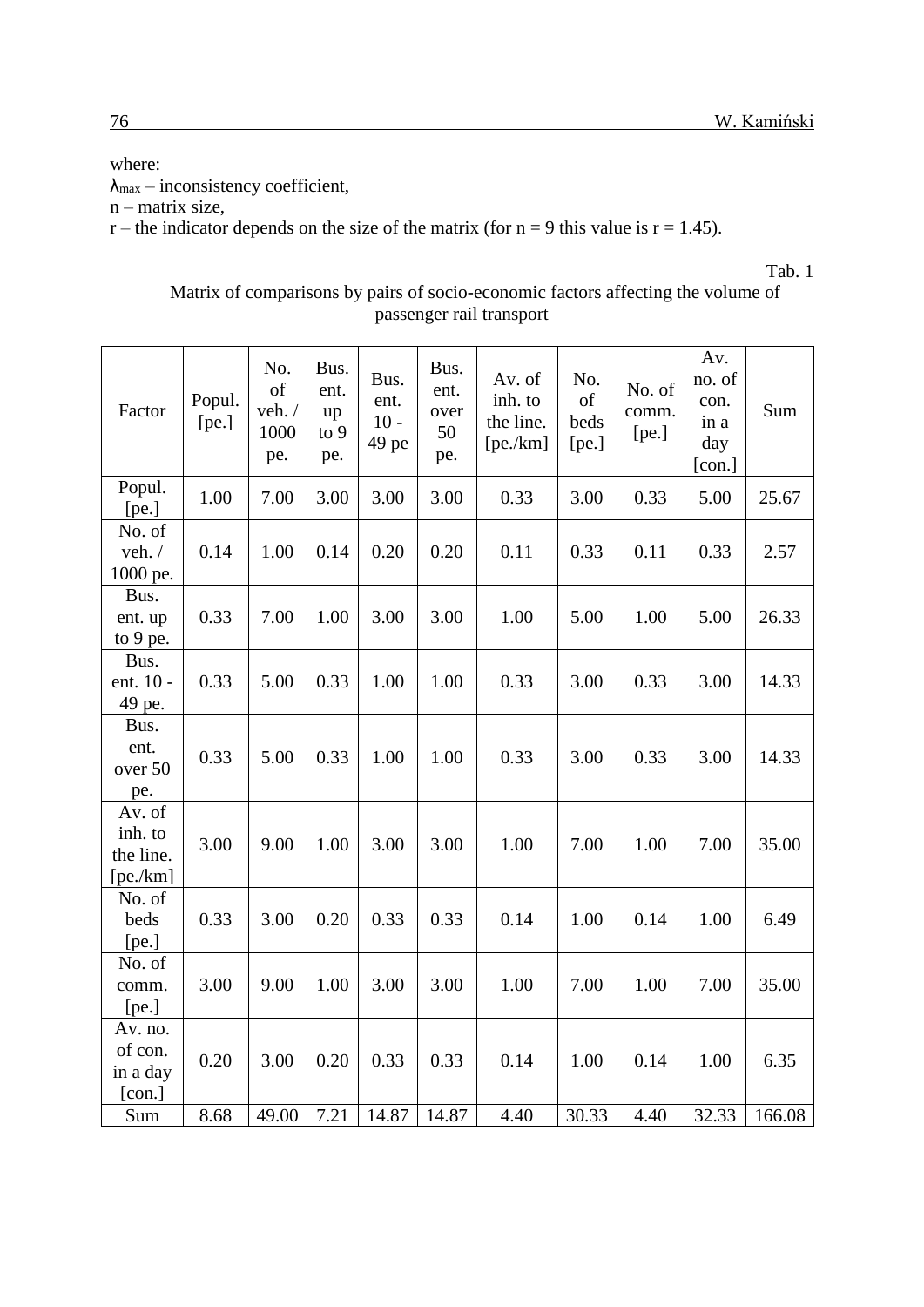where:
$\lambda_{max}$ – inconsistency coefficient,
n – matrix size,
r – the indicator depends on the size of the matrix (for n = 9 this value is r = 1.45).

Tab. 1

Matrix of comparisons by pairs of socio-economic factors affecting the volume of passenger rail transport

| Factor | Popul. [pe.] | No. of veh. / 1000 pe. | Bus. ent. up to 9 pe. | Bus. ent. 10 - 49 pe | Bus. ent. over 50 pe. | Av. of inh. to the line. [pe./km] | No. of beds [pe.] | No. of comm. [pe.] | Av. no. of con. in a day [con.] | Sum |
|---|---|---|---|---|---|---|---|---|---|---|
| Popul. [pe.] | 1.00 | 7.00 | 3.00 | 3.00 | 3.00 | 0.33 | 3.00 | 0.33 | 5.00 | 25.67 |
| No. of veh. / 1000 pe. | 0.14 | 1.00 | 0.14 | 0.20 | 0.20 | 0.11 | 0.33 | 0.11 | 0.33 | 2.57 |
| Bus. ent. up to 9 pe. | 0.33 | 7.00 | 1.00 | 3.00 | 3.00 | 1.00 | 5.00 | 1.00 | 5.00 | 26.33 |
| Bus. ent. 10 - 49 pe. | 0.33 | 5.00 | 0.33 | 1.00 | 1.00 | 0.33 | 3.00 | 0.33 | 3.00 | 14.33 |
| Bus. ent. over 50 pe. | 0.33 | 5.00 | 0.33 | 1.00 | 1.00 | 0.33 | 3.00 | 0.33 | 3.00 | 14.33 |
| Av. of inh. to the line. [pe./km] | 3.00 | 9.00 | 1.00 | 3.00 | 3.00 | 1.00 | 7.00 | 1.00 | 7.00 | 35.00 |
| No. of beds [pe.] | 0.33 | 3.00 | 0.20 | 0.33 | 0.33 | 0.14 | 1.00 | 0.14 | 1.00 | 6.49 |
| No. of comm. [pe.] | 3.00 | 9.00 | 1.00 | 3.00 | 3.00 | 1.00 | 7.00 | 1.00 | 7.00 | 35.00 |
| Av. no. of con. in a day [con.] | 0.20 | 3.00 | 0.20 | 0.33 | 0.33 | 0.14 | 1.00 | 0.14 | 1.00 | 6.35 |
| Sum | 8.68 | 49.00 | 7.21 | 14.87 | 14.87 | 4.40 | 30.33 | 4.40 | 32.33 | 166.08 |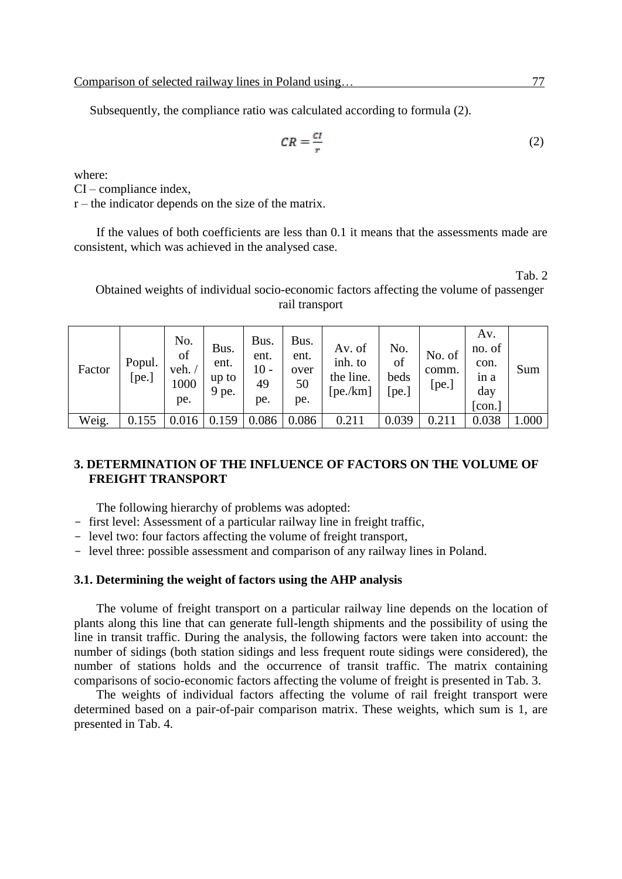Subsequently, the compliance ratio was calculated according to formula (2).

$$CR = \frac{CI}{r} \tag{2}$$

where:
CI – compliance index,
r – the indicator depends on the size of the matrix.

If the values of both coefficients are less than 0.1 it means that the assessments made are consistent, which was achieved in the analysed case.

Tab. 2

Obtained weights of individual socio-economic factors affecting the volume of passenger rail transport

| Factor | Popul. [pe.] | No. of veh. / 1000 pe. | Bus. ent. up to 9 pe. | Bus. ent. 10 - 49 pe. | Bus. ent. over 50 pe. | Av. of inh. to the line. [pe./km] | No. of beds [pe.] | No. of comm. [pe.] | Av. no. of con. in a day [con.] | Sum |
|---|---|---|---|---|---|---|---|---|---|---|
| Weig. | 0.155 | 0.016 | 0.159 | 0.086 | 0.086 | 0.211 | 0.039 | 0.211 | 0.038 | 1.000 |

## 3. DETERMINATION OF THE INFLUENCE OF FACTORS ON THE VOLUME OF FREIGHT TRANSPORT

The following hierarchy of problems was adopted:

- first level: Assessment of a particular railway line in freight traffic,
- level two: four factors affecting the volume of freight transport,
- level three: possible assessment and comparison of any railway lines in Poland.

### 3.1. Determining the weight of factors using the AHP analysis

The volume of freight transport on a particular railway line depends on the location of plants along this line that can generate full-length shipments and the possibility of using the line in transit traffic. During the analysis, the following factors were taken into account: the number of sidings (both station sidings and less frequent route sidings were considered), the number of stations holds and the occurrence of transit traffic. The matrix containing comparisons of socio-economic factors affecting the volume of freight is presented in Tab. 3.

The weights of individual factors affecting the volume of rail freight transport were determined based on a pair-of-pair comparison matrix. These weights, which sum is 1, are presented in Tab. 4.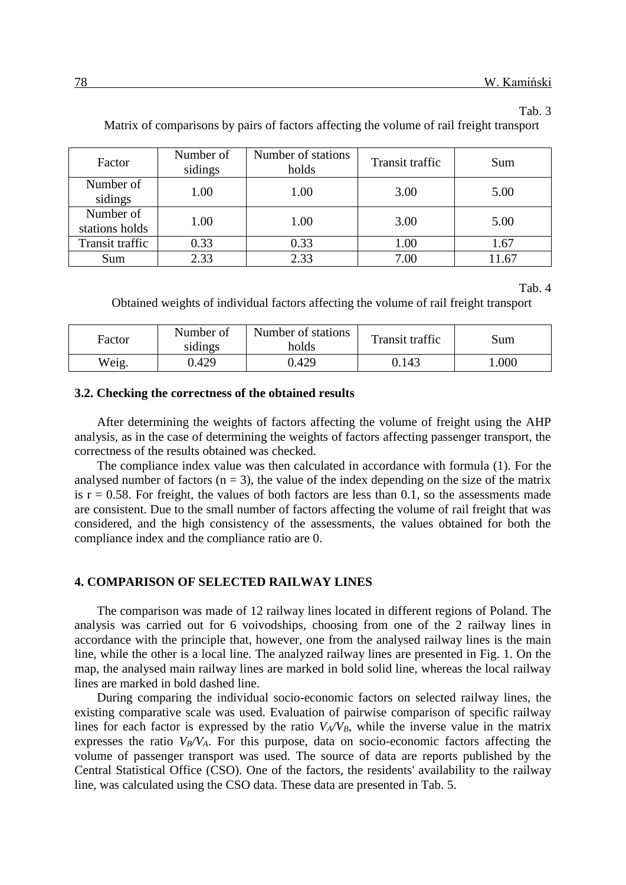Tab. 3

Matrix of comparisons by pairs of factors affecting the volume of rail freight transport

| Factor | Number of sidings | Number of stations holds | Transit traffic | Sum |
|---|---|---|---|---|
| Number of sidings | 1.00 | 1.00 | 3.00 | 5.00 |
| Number of stations holds | 1.00 | 1.00 | 3.00 | 5.00 |
| Transit traffic | 0.33 | 0.33 | 1.00 | 1.67 |
| Sum | 2.33 | 2.33 | 7.00 | 11.67 |

Tab. 4

Obtained weights of individual factors affecting the volume of rail freight transport

| Factor | Number of sidings | Number of stations holds | Transit traffic | Sum |
|---|---|---|---|---|
| Weig. | 0.429 | 0.429 | 0.143 | 1.000 |

### 3.2. Checking the correctness of the obtained results

After determining the weights of factors affecting the volume of freight using the AHP analysis, as in the case of determining the weights of factors affecting passenger transport, the correctness of the results obtained was checked.

The compliance index value was then calculated in accordance with formula (1). For the analysed number of factors ($n = 3$), the value of the index depending on the size of the matrix is $r = 0.58$. For freight, the values of both factors are less than 0.1, so the assessments made are consistent. Due to the small number of factors affecting the volume of rail freight that was considered, and the high consistency of the assessments, the values obtained for both the compliance index and the compliance ratio are 0.

## 4. COMPARISON OF SELECTED RAILWAY LINES

The comparison was made of 12 railway lines located in different regions of Poland. The analysis was carried out for 6 voivodships, choosing from one of the 2 railway lines in accordance with the principle that, however, one from the analysed railway lines is the main line, while the other is a local line. The analyzed railway lines are presented in Fig. 1. On the map, the analysed main railway lines are marked in bold solid line, whereas the local railway lines are marked in bold dashed line.

During comparing the individual socio-economic factors on selected railway lines, the existing comparative scale was used. Evaluation of pairwise comparison of specific railway lines for each factor is expressed by the ratio $V_A/V_B$, while the inverse value in the matrix expresses the ratio $V_B/V_A$. For this purpose, data on socio-economic factors affecting the volume of passenger transport was used. The source of data are reports published by the Central Statistical Office (CSO). One of the factors, the residents' availability to the railway line, was calculated using the CSO data. These data are presented in Tab. 5.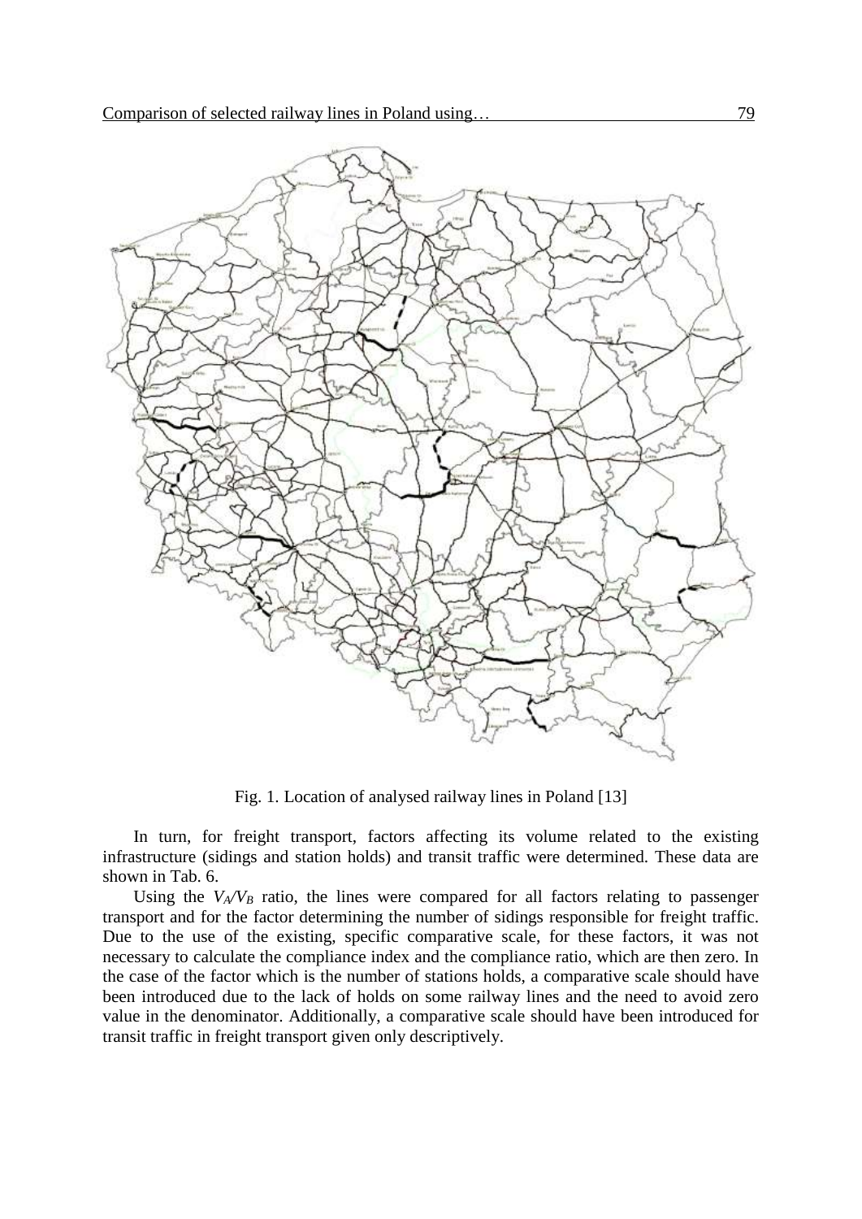Fig. 1. Location of analysed railway lines in Poland [13]

In turn, for freight transport, factors affecting its volume related to the existing infrastructure (sidings and station holds) and transit traffic were determined. These data are shown in Tab. 6.

Using the $V_A/V_B$ ratio, the lines were compared for all factors relating to passenger transport and for the factor determining the number of sidings responsible for freight traffic. Due to the use of the existing, specific comparative scale, for these factors, it was not necessary to calculate the compliance index and the compliance ratio, which are then zero. In the case of the factor which is the number of stations holds, a comparative scale should have been introduced due to the lack of holds on some railway lines and the need to avoid zero value in the denominator. Additionally, a comparative scale should have been introduced for transit traffic in freight transport given only descriptively.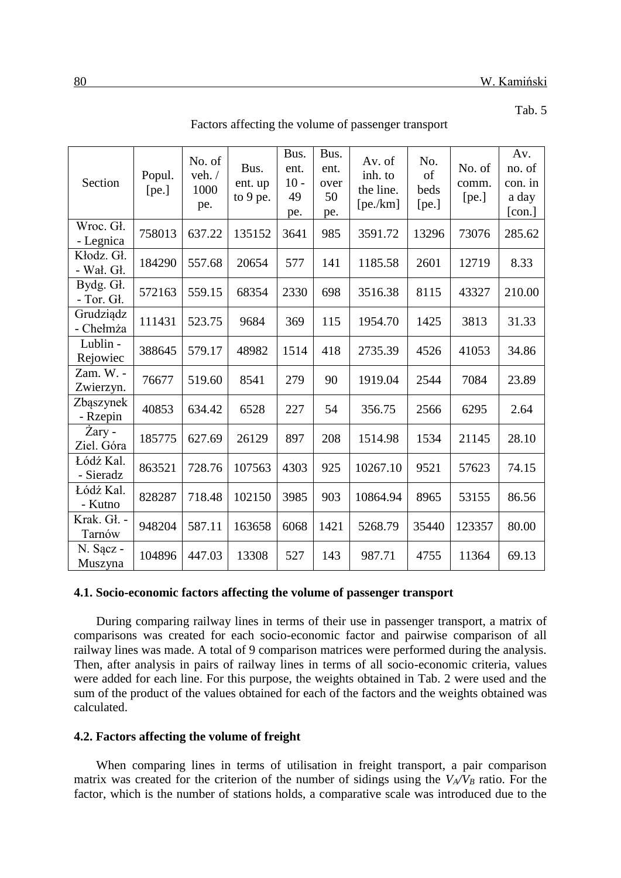Tab. 5

Factors affecting the volume of passenger transport

| Section | Popul. [pe.] | No. of veh. / 1000 pe. | Bus. ent. up to 9 pe. | Bus. ent. 10 - 49 pe. | Bus. ent. over 50 pe. | Av. of inh. to the line. [pe./km] | No. of beds [pe.] | No. of comm. [pe.] | Av. no. of con. in a day [con.] |
|---|---|---|---|---|---|---|---|---|---|
| Wroc. Gł. - Legnica | 758013 | 637.22 | 135152 | 3641 | 985 | 3591.72 | 13296 | 73076 | 285.62 |
| Kłodz. Gł. - Wał. Gł. | 184290 | 557.68 | 20654 | 577 | 141 | 1185.58 | 2601 | 12719 | 8.33 |
| Bydg. Gł. - Tor. Gł. | 572163 | 559.15 | 68354 | 2330 | 698 | 3516.38 | 8115 | 43327 | 210.00 |
| Grudziądz - Chełmża | 111431 | 523.75 | 9684 | 369 | 115 | 1954.70 | 1425 | 3813 | 31.33 |
| Lublin - Rejowiec | 388645 | 579.17 | 48982 | 1514 | 418 | 2735.39 | 4526 | 41053 | 34.86 |
| Zam. W. - Zwierzyn. | 76677 | 519.60 | 8541 | 279 | 90 | 1919.04 | 2544 | 7084 | 23.89 |
| Zbąszynek - Rzepin | 40853 | 634.42 | 6528 | 227 | 54 | 356.75 | 2566 | 6295 | 2.64 |
| Żary - Ziel. Góra | 185775 | 627.69 | 26129 | 897 | 208 | 1514.98 | 1534 | 21145 | 28.10 |
| Łódź Kal. - Sieradz | 863521 | 728.76 | 107563 | 4303 | 925 | 10267.10 | 9521 | 57623 | 74.15 |
| Łódź Kal. - Kutno | 828287 | 718.48 | 102150 | 3985 | 903 | 10864.94 | 8965 | 53155 | 86.56 |
| Krak. Gł. - Tarnów | 948204 | 587.11 | 163658 | 6068 | 1421 | 5268.79 | 35440 | 123357 | 80.00 |
| N. Sącz - Muszyna | 104896 | 447.03 | 13308 | 527 | 143 | 987.71 | 4755 | 11364 | 69.13 |

### 4.1. Socio-economic factors affecting the volume of passenger transport

During comparing railway lines in terms of their use in passenger transport, a matrix of comparisons was created for each socio-economic factor and pairwise comparison of all railway lines was made. A total of 9 comparison matrices were performed during the analysis. Then, after analysis in pairs of railway lines in terms of all socio-economic criteria, values were added for each line. For this purpose, the weights obtained in Tab. 2 were used and the sum of the product of the values obtained for each of the factors and the weights obtained was calculated.

### 4.2. Factors affecting the volume of freight

When comparing lines in terms of utilisation in freight transport, a pair comparison matrix was created for the criterion of the number of sidings using the $V_A/V_B$ ratio. For the factor, which is the number of stations holds, a comparative scale was introduced due to the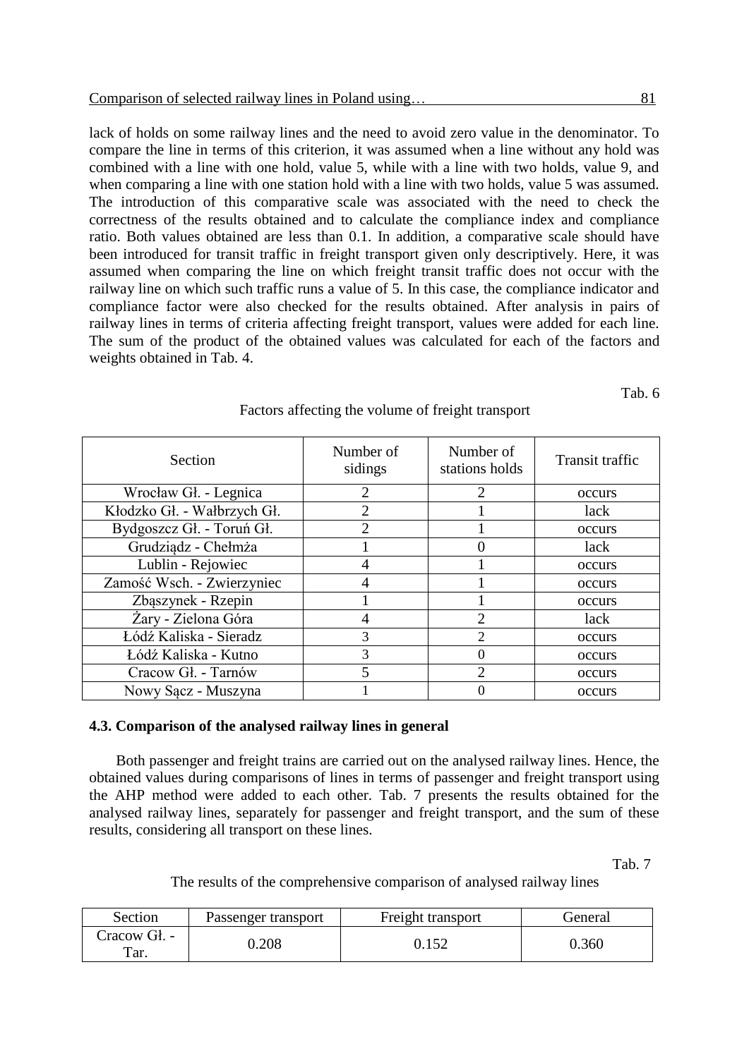lack of holds on some railway lines and the need to avoid zero value in the denominator. To compare the line in terms of this criterion, it was assumed when a line without any hold was combined with a line with one hold, value 5, while with a line with two holds, value 9, and when comparing a line with one station hold with a line with two holds, value 5 was assumed. The introduction of this comparative scale was associated with the need to check the correctness of the results obtained and to calculate the compliance index and compliance ratio. Both values obtained are less than 0.1. In addition, a comparative scale should have been introduced for transit traffic in freight transport given only descriptively. Here, it was assumed when comparing the line on which freight transit traffic does not occur with the railway line on which such traffic runs a value of 5. In this case, the compliance indicator and compliance factor were also checked for the results obtained. After analysis in pairs of railway lines in terms of criteria affecting freight transport, values were added for each line. The sum of the product of the obtained values was calculated for each of the factors and weights obtained in Tab. 4.

Tab. 6

Factors affecting the volume of freight transport

| Section | Number of sidings | Number of stations holds | Transit traffic |
|---|---|---|---|
| Wrocław Gł. - Legnica | 2 | 2 | occurs |
| Kłodzko Gł. - Wałbrzych Gł. | 2 | 1 | lack |
| Bydgoszcz Gł. - Toruń Gł. | 2 | 1 | occurs |
| Grudziądz - Chełmża | 1 | 0 | lack |
| Lublin - Rejowiec | 4 | 1 | occurs |
| Zamość Wsch. - Zwierzyniec | 4 | 1 | occurs |
| Zbąszynek - Rzepin | 1 | 1 | occurs |
| Żary - Zielona Góra | 4 | 2 | lack |
| Łódź Kaliska - Sieradz | 3 | 2 | occurs |
| Łódź Kaliska - Kutno | 3 | 0 | occurs |
| Cracow Gł. - Tarnów | 5 | 2 | occurs |
| Nowy Sącz - Muszyna | 1 | 0 | occurs |

### 4.3. Comparison of the analysed railway lines in general

Both passenger and freight trains are carried out on the analysed railway lines. Hence, the obtained values during comparisons of lines in terms of passenger and freight transport using the AHP method were added to each other. Tab. 7 presents the results obtained for the analysed railway lines, separately for passenger and freight transport, and the sum of these results, considering all transport on these lines.

Tab. 7

The results of the comprehensive comparison of analysed railway lines

| Section | Passenger transport | Freight transport | General |
|---|---|---|---|
| Cracow Gł. - Tar. | 0.208 | 0.152 | 0.360 |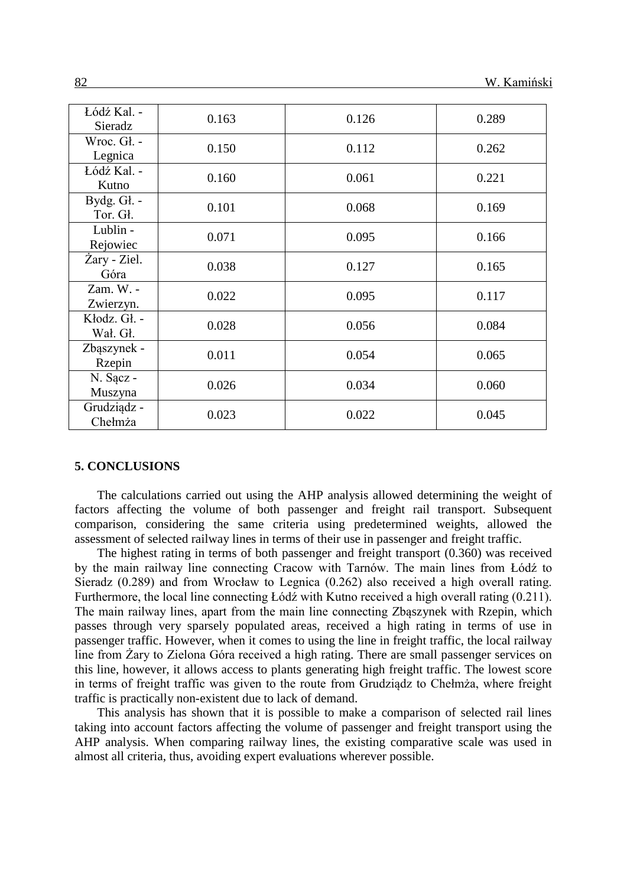| Łódź Kal. - Sieradz | 0.163 | 0.126 | 0.289 |
|---|---|---|---|
| Wroc. Gł. - Legnica | 0.150 | 0.112 | 0.262 |
| Łódź Kal. - Kutno | 0.160 | 0.061 | 0.221 |
| Bydg. Gł. - Tor. Gł. | 0.101 | 0.068 | 0.169 |
| Lublin - Rejowiec | 0.071 | 0.095 | 0.166 |
| Żary - Ziel. Góra | 0.038 | 0.127 | 0.165 |
| Zam. W. - Zwierzyn. | 0.022 | 0.095 | 0.117 |
| Kłodz. Gł. - Wał. Gł. | 0.028 | 0.056 | 0.084 |
| Zbąszynek - Rzepin | 0.011 | 0.054 | 0.065 |
| N. Sącz - Muszyna | 0.026 | 0.034 | 0.060 |
| Grudziądz - Chełmża | 0.023 | 0.022 | 0.045 |

## 5. CONCLUSIONS

The calculations carried out using the AHP analysis allowed determining the weight of factors affecting the volume of both passenger and freight rail transport. Subsequent comparison, considering the same criteria using predetermined weights, allowed the assessment of selected railway lines in terms of their use in passenger and freight traffic.

The highest rating in terms of both passenger and freight transport (0.360) was received by the main railway line connecting Cracow with Tarnów. The main lines from Łódź to Sieradz (0.289) and from Wrocław to Legnica (0.262) also received a high overall rating. Furthermore, the local line connecting Łódź with Kutno received a high overall rating (0.211). The main railway lines, apart from the main line connecting Zbąszynek with Rzepin, which passes through very sparsely populated areas, received a high rating in terms of use in passenger traffic. However, when it comes to using the line in freight traffic, the local railway line from Żary to Zielona Góra received a high rating. There are small passenger services on this line, however, it allows access to plants generating high freight traffic. The lowest score in terms of freight traffic was given to the route from Grudziądz to Chełmża, where freight traffic is practically non-existent due to lack of demand.

This analysis has shown that it is possible to make a comparison of selected rail lines taking into account factors affecting the volume of passenger and freight transport using the AHP analysis. When comparing railway lines, the existing comparative scale was used in almost all criteria, thus, avoiding expert evaluations wherever possible.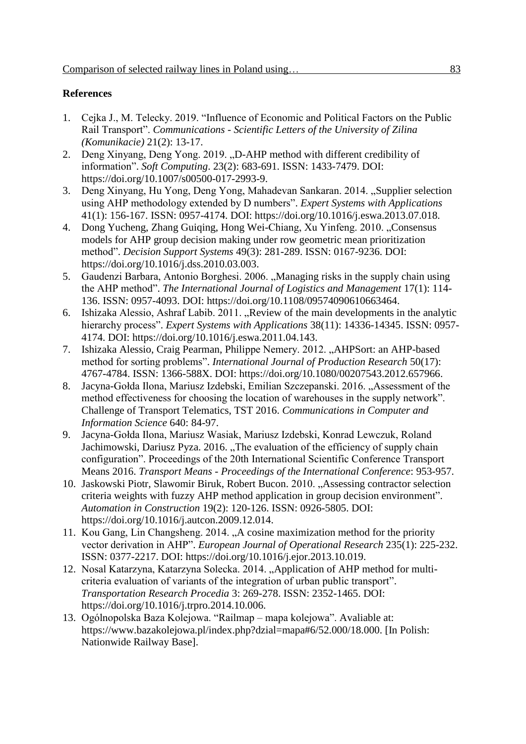## References

1. Cejka J., M. Telecky. 2019. “Influence of Economic and Political Factors on the Public Rail Transport”. *Communications - Scientific Letters of the University of Zilina (Komunikacie)* 21(2): 13-17.
2. Deng Xinyang, Deng Yong. 2019. „D-AHP method with different credibility of information”. *Soft Computing*. 23(2): 683-691. ISSN: 1433-7479. DOI: https://doi.org/10.1007/s00500-017-2993-9.
3. Deng Xinyang, Hu Yong, Deng Yong, Mahadevan Sankaran. 2014. „Supplier selection using AHP methodology extended by D numbers”. *Expert Systems with Applications* 41(1): 156-167. ISSN: 0957-4174. DOI: https://doi.org/10.1016/j.eswa.2013.07.018.
4. Dong Yucheng, Zhang Guiqing, Hong Wei-Chiang, Xu Yinfeng. 2010. „Consensus models for AHP group decision making under row geometric mean prioritization method”. *Decision Support Systems* 49(3): 281-289. ISSN: 0167-9236. DOI: https://doi.org/10.1016/j.dss.2010.03.003.
5. Gaudenzi Barbara, Antonio Borghesi. 2006. „Managing risks in the supply chain using the AHP method”. *The International Journal of Logistics and Management* 17(1): 114-136. ISSN: 0957-4093. DOI: https://doi.org/10.1108/09574090610663464.
6. Ishizaka Alessio, Ashraf Labib. 2011. „Review of the main developments in the analytic hierarchy process”. *Expert Systems with Applications* 38(11): 14336-14345. ISSN: 0957-4174. DOI: https://doi.org/10.1016/j.eswa.2011.04.143.
7. Ishizaka Alessio, Craig Pearman, Philippe Nemery. 2012. „AHPSort: an AHP-based method for sorting problems”. *International Journal of Production Research* 50(17): 4767-4784. ISSN: 1366-588X. DOI: https://doi.org/10.1080/00207543.2012.657966.
8. Jacyna-Gołda Ilona, Mariusz Izdebski, Emilian Szczepanski. 2016. „Assessment of the method effectiveness for choosing the location of warehouses in the supply network”. Challenge of Transport Telematics, TST 2016. *Communications in Computer and Information Science* 640: 84-97.
9. Jacyna-Gołda Ilona, Mariusz Wasiak, Mariusz Izdebski, Konrad Lewczuk, Roland Jachimowski, Dariusz Pyza. 2016. „The evaluation of the efficiency of supply chain configuration”. Proceedings of the 20th International Scientific Conference Transport Means 2016. *Transport Means - Proceedings of the International Conference*: 953-957.
10. Jaskowski Piotr, Slawomir Biruk, Robert Bucon. 2010. „Assessing contractor selection criteria weights with fuzzy AHP method application in group decision environment”. *Automation in Construction* 19(2): 120-126. ISSN: 0926-5805. DOI: https://doi.org/10.1016/j.autcon.2009.12.014.
11. Kou Gang, Lin Changsheng. 2014. „A cosine maximization method for the priority vector derivation in AHP”. *European Journal of Operational Research* 235(1): 225-232. ISSN: 0377-2217. DOI: https://doi.org/10.1016/j.ejor.2013.10.019.
12. Nosal Katarzyna, Katarzyna Solecka. 2014. „Application of AHP method for multi-criteria evaluation of variants of the integration of urban public transport”. *Transportation Research Procedia* 3: 269-278. ISSN: 2352-1465. DOI: https://doi.org/10.1016/j.trpro.2014.10.006.
13. Ogólnopolska Baza Kolejowa. “Railmap – mapa kolejowa”. Avaliable at: https://www.bazakolejowa.pl/index.php?dzial=mapa#6/52.000/18.000. [In Polish: Nationwide Railway Base].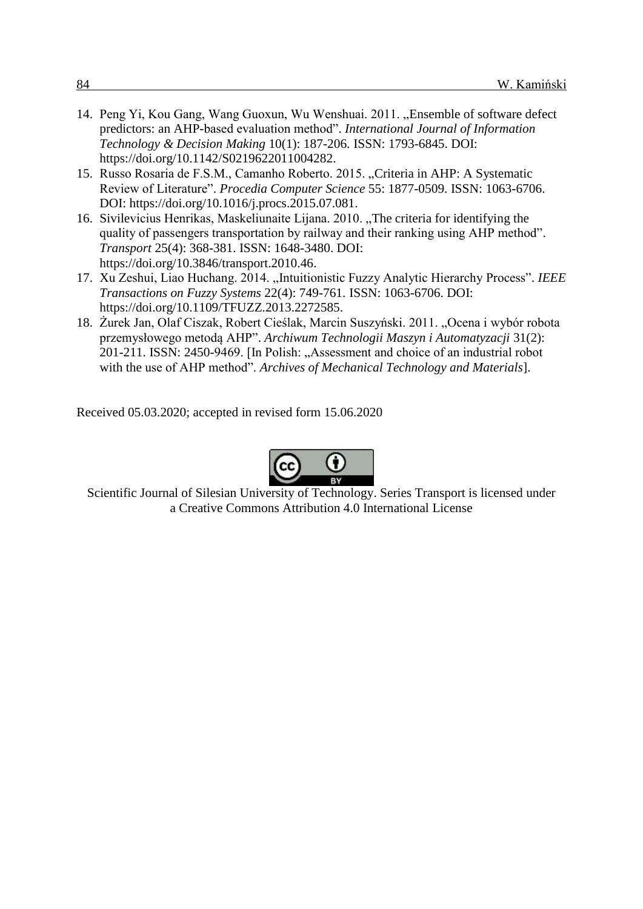14. Peng Yi, Kou Gang, Wang Guoxun, Wu Wenshuai. 2011. „Ensemble of software defect predictors: an AHP-based evaluation method". *International Journal of Information Technology & Decision Making* 10(1): 187-206. ISSN: 1793-6845. DOI: https://doi.org/10.1142/S0219622011004282.
15. Russo Rosaria de F.S.M., Camanho Roberto. 2015. „Criteria in AHP: A Systematic Review of Literature". *Procedia Computer Science* 55: 1877-0509. ISSN: 1063-6706. DOI: https://doi.org/10.1016/j.procs.2015.07.081.
16. Sivilevicius Henrikas, Maskeliunaite Lijana. 2010. „The criteria for identifying the quality of passengers transportation by railway and their ranking using AHP method". *Transport* 25(4): 368-381. ISSN: 1648-3480. DOI: https://doi.org/10.3846/transport.2010.46.
17. Xu Zeshui, Liao Huchang. 2014. „Intuitionistic Fuzzy Analytic Hierarchy Process". *IEEE Transactions on Fuzzy Systems* 22(4): 749-761. ISSN: 1063-6706. DOI: https://doi.org/10.1109/TFUZZ.2013.2272585.
18. Żurek Jan, Olaf Ciszak, Robert Cieślak, Marcin Suszyński. 2011. „Ocena i wybór robota przemysłowego metodą AHP". *Archiwum Technologii Maszyn i Automatyzacji* 31(2): 201-211. ISSN: 2450-9469. [In Polish: „Assessment and choice of an industrial robot with the use of AHP method". *Archives of Mechanical Technology and Materials*].

Received 05.03.2020; accepted in revised form 15.06.2020

Scientific Journal of Silesian University of Technology. Series Transport is licensed under a Creative Commons Attribution 4.0 International License